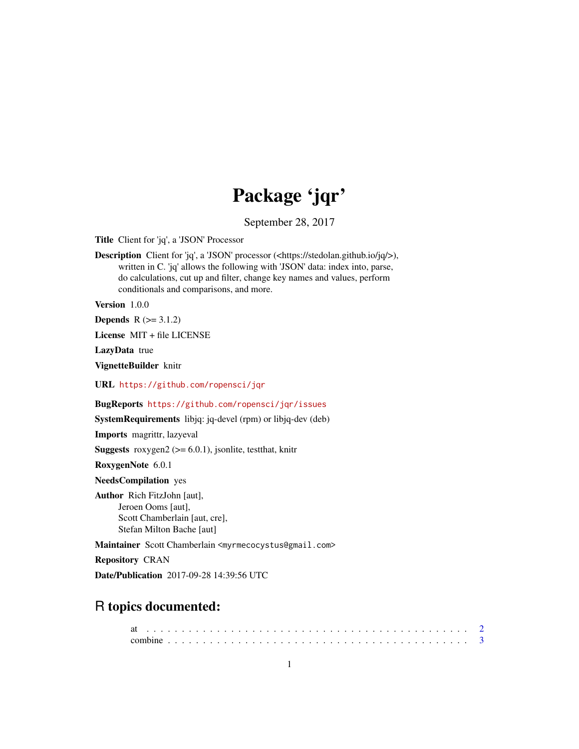# Package 'jqr'

September 28, 2017

**Title** Client for 'jq', a 'JSON' Processor

**Description** Client for 'jq', a 'JSON' processor (<https://stedolan.github.io/jq/>), written in C. 'jq' allows the following with 'JSON' data: index into, parse, do calculations, cut up and filter, change key names and values, perform conditionals and comparisons, and more.

**Version** 1.0.0

**Depends** R (>= 3.1.2)

**License** MIT + file LICENSE

**LazyData** true

**VignetteBuilder** knitr

**URL** https://github.com/ropensci/jqr

**BugReports** https://github.com/ropensci/jqr/issues

**SystemRequirements** libjq: jq-devel (rpm) or libjq-dev (deb)

**Imports** magrittr, lazyeval

**Suggests** roxygen2 (>= 6.0.1), jsonlite, testthat, knitr

**RoxygenNote** 6.0.1

**NeedsCompilation** yes

**Author** Rich FitzJohn [aut],
Jeroen Ooms [aut],
Scott Chamberlain [aut, cre],
Stefan Milton Bache [aut]

**Maintainer** Scott Chamberlain <myrmecocystus@gmail.com>

**Repository** CRAN

**Date/Publication** 2017-09-28 14:39:56 UTC

## R topics documented:

at . . . . . . . . . . . . . . . . . . . . . . . . . . . . . . . . . . . . . . . . . . . 2
combine . . . . . . . . . . . . . . . . . . . . . . . . . . . . . . . . . . . . . . . . 3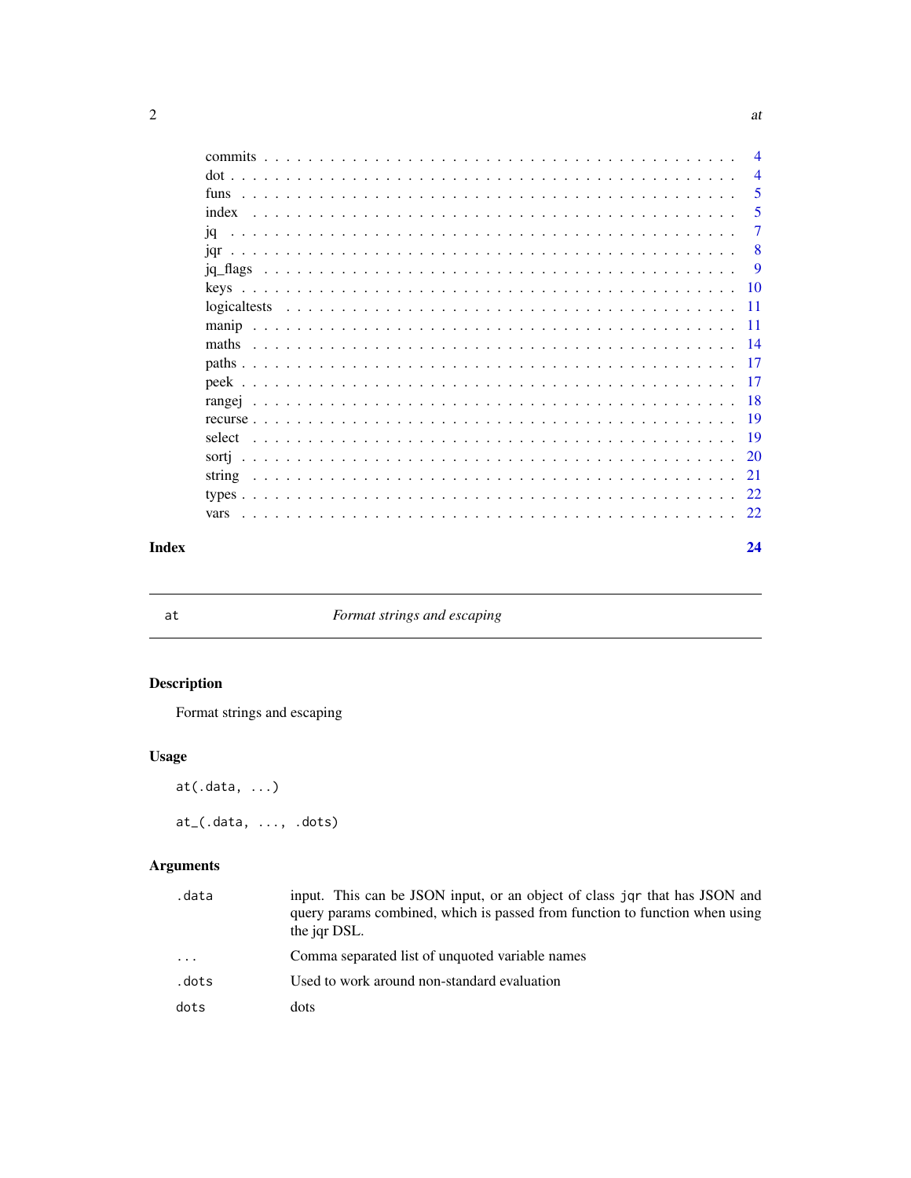| | |
|---|---|
| commits | 4 |
| dot | 4 |
| funs | 5 |
| index | 5 |
| jq | 7 |
| jqr | 8 |
| jq_flags | 9 |
| keys | 10 |
| logicaltests | 11 |
| manip | 11 |
| maths | 14 |
| paths | 17 |
| peek | 17 |
| rangej | 18 |
| recurse | 19 |
| select | 19 |
| sortj | 20 |
| string | 21 |
| types | 22 |
| vars | 22 |

**Index** **24**

---

`at` *Format strings and escaping*

---

## Description

Format strings and escaping

## Usage

```
at(.data, ...)

at_(.data, ..., .dots)
```

## Arguments

| | |
|---|---|
| `.data` | input. This can be JSON input, or an object of class `jqr` that has JSON and query params combined, which is passed from function to function when using the jqr DSL. |
| `...` | Comma separated list of unquoted variable names |
| `.dots` | Used to work around non-standard evaluation |
| `dots` | dots |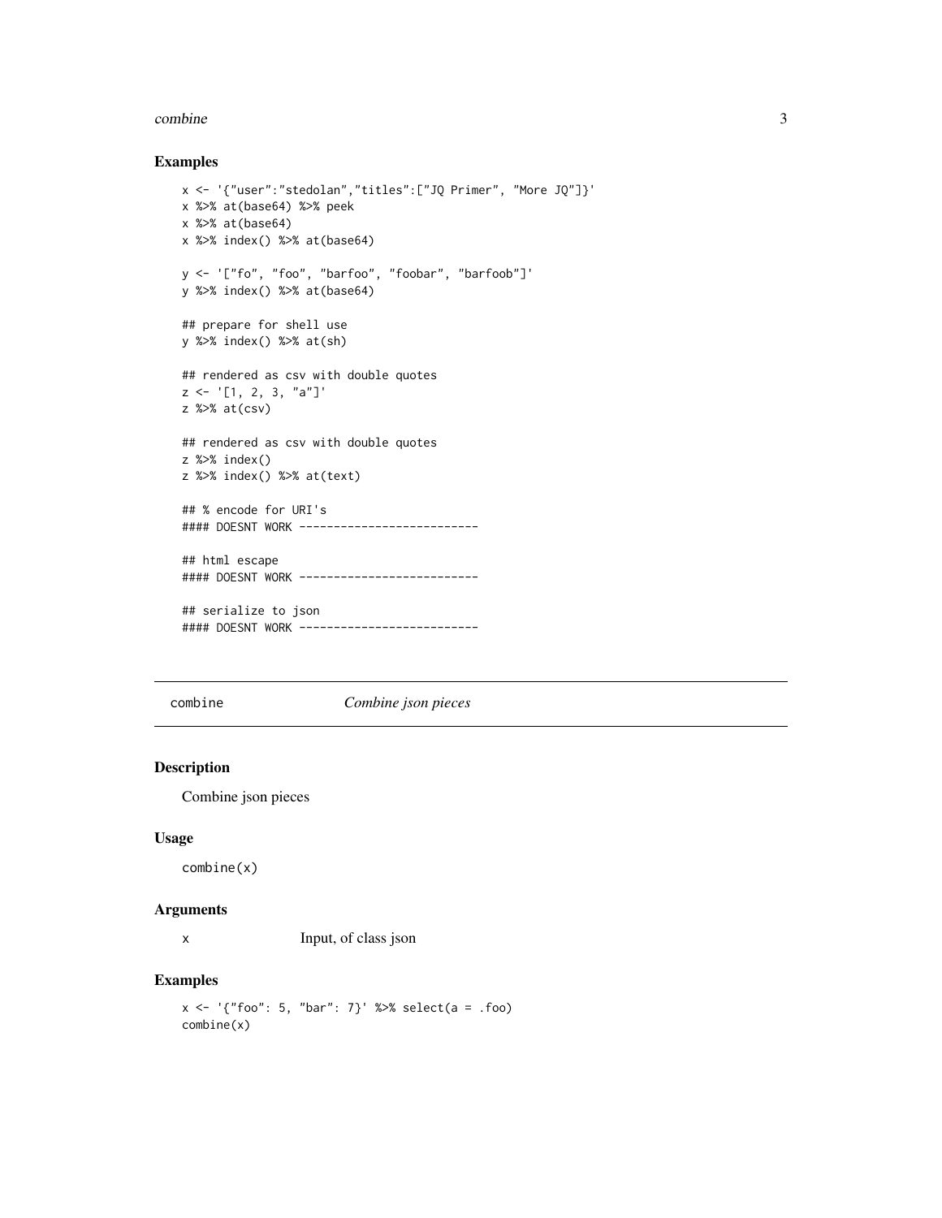### Examples

```
x <- '{"user":"stedolan","titles":["JQ Primer", "More JQ"]}'
x %>% at(base64) %>% peek
x %>% at(base64)
x %>% index() %>% at(base64)

y <- '["fo", "foo", "barfoo", "foobar", "barfoob"]'
y %>% index() %>% at(base64)

## prepare for shell use
y %>% index() %>% at(sh)

## rendered as csv with double quotes
z <- '[1, 2, 3, "a"]'
z %>% at(csv)

## rendered as csv with double quotes
z %>% index()
z %>% index() %>% at(text)

## % encode for URI's
#### DOESNT WORK --------------------------

## html escape
#### DOESNT WORK --------------------------

## serialize to json
#### DOESNT WORK --------------------------
```

---

## combine — *Combine json pieces*

### Description

Combine json pieces

### Usage

```
combine(x)
```

### Arguments

| | |
|---|---|
| x | Input, of class json |

### Examples

```
x <- '{"foo": 5, "bar": 7}' %>% select(a = .foo)
combine(x)
```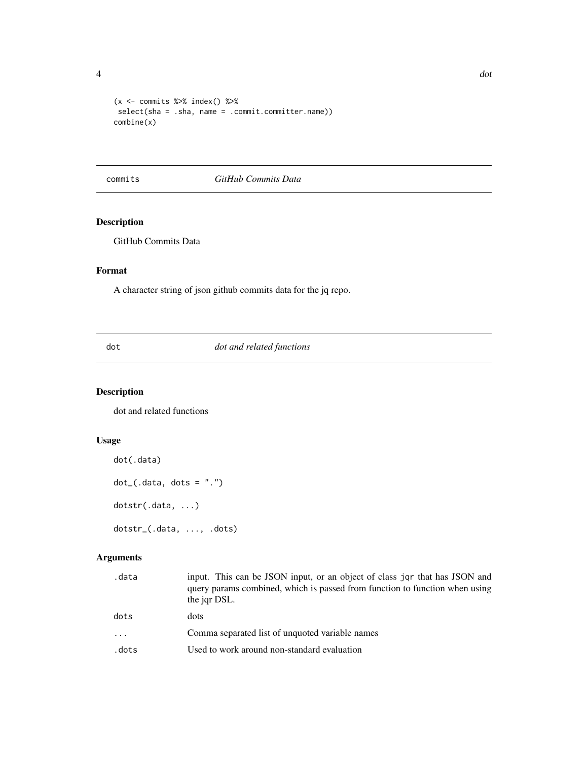```
(x <- commits %>% index() %>%
 select(sha = .sha, name = .commit.committer.name))
combine(x)
```

---

## commits *GitHub Commits Data*

---

### Description

GitHub Commits Data

### Format

A character string of json github commits data for the jq repo.

---

## dot *dot and related functions*

---

### Description

dot and related functions

### Usage

```
dot(.data)

dot_(.data, dots = ".")

dotstr(.data, ...)

dotstr_(.data, ..., .dots)
```

### Arguments

| | |
|---|---|
| .data | input. This can be JSON input, or an object of class jqr that has JSON and query params combined, which is passed from function to function when using the jqr DSL. |
| dots | dots |
| ... | Comma separated list of unquoted variable names |
| .dots | Used to work around non-standard evaluation |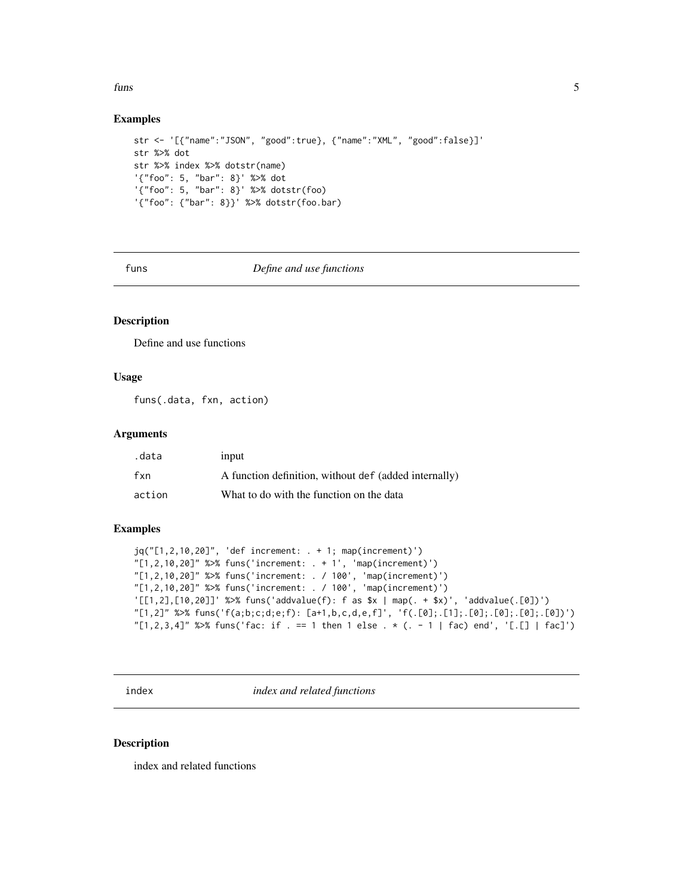## Examples

```
str <- '[{"name":"JSON", "good":true}, {"name":"XML", "good":false}]'
str %>% dot
str %>% index %>% dotstr(name)
'{"foo": 5, "bar": 8}' %>% dot
'{"foo": 5, "bar": 8}' %>% dotstr(foo)
'{"foo": {"bar": 8}}' %>% dotstr(foo.bar)
```

---

# funs — *Define and use functions*

## Description

Define and use functions

## Usage

```
funs(.data, fxn, action)
```

## Arguments

| | |
|---|---|
| .data | input |
| fxn | A function definition, without def (added internally) |
| action | What to do with the function on the data |

## Examples

```
jq("[1,2,10,20]", 'def increment: . + 1; map(increment)')
"[1,2,10,20]" %>% funs('increment: . + 1', 'map(increment)')
"[1,2,10,20]" %>% funs('increment: . / 100', 'map(increment)')
"[1,2,10,20]" %>% funs('increment: . / 100', 'map(increment)')
'[[1,2],[10,20]]' %>% funs('addvalue(f): f as $x | map(. + $x)', 'addvalue(.[0])')
"[1,2]" %>% funs('f(a;b;c;d;e;f): [a+1,b,c,d,e,f]', 'f(.[0];.[1];.[0];.[0];.[0];.[0])')
"[1,2,3,4]" %>% funs('fac: if . == 1 then 1 else . * (. - 1 | fac) end', '[.[] | fac]')
```

---

# index — *index and related functions*

## Description

index and related functions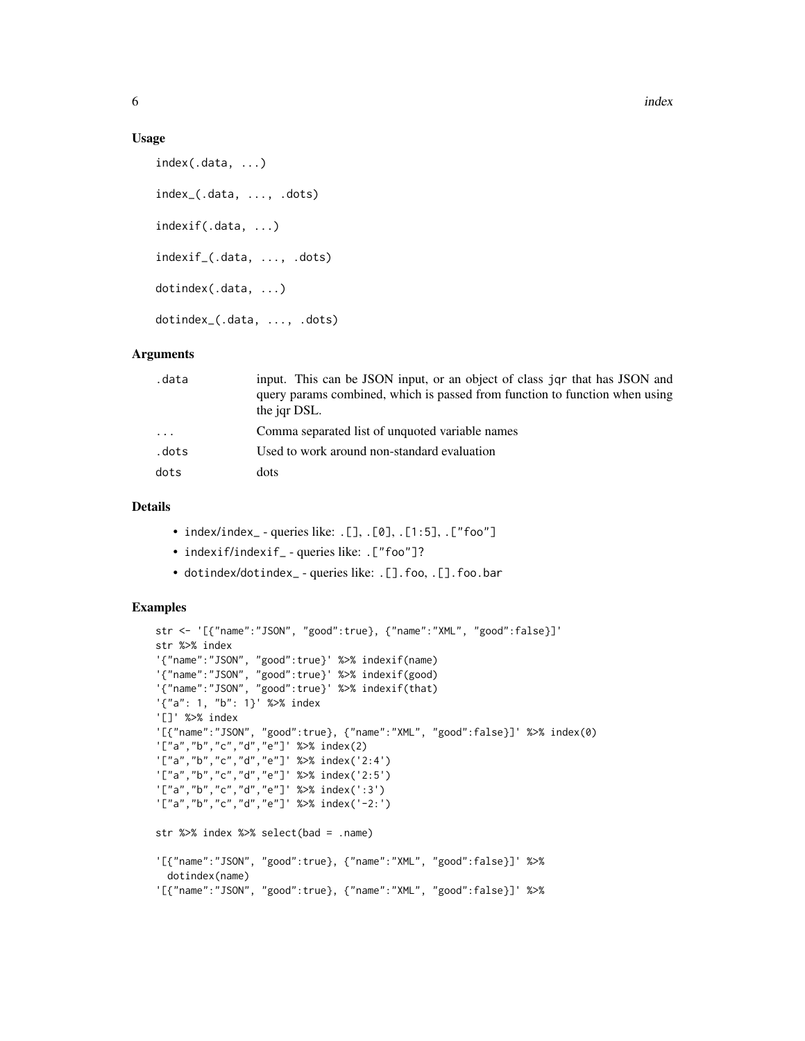### Usage

```
index(.data, ...)

index_(.data, ..., .dots)

indexif(.data, ...)

indexif_(.data, ..., .dots)

dotindex(.data, ...)

dotindex_(.data, ..., .dots)
```

### Arguments

| | |
|---|---|
| .data | input. This can be JSON input, or an object of class jqr that has JSON and query params combined, which is passed from function to function when using the jqr DSL. |
| ... | Comma separated list of unquoted variable names |
| .dots | Used to work around non-standard evaluation |
| dots | dots |

### Details

- index/index_ - queries like: .[], .[0], .[1:5], .["foo"]
- indexif/indexif_ - queries like: .["foo"]?
- dotindex/dotindex_ - queries like: .[].foo, .[].foo.bar

### Examples

```
str <- '[{"name":"JSON", "good":true}, {"name":"XML", "good":false}]'
str %>% index
'{"name":"JSON", "good":true}' %>% indexif(name)
'{"name":"JSON", "good":true}' %>% indexif(good)
'{"name":"JSON", "good":true}' %>% indexif(that)
'{"a": 1, "b": 1}' %>% index
'[]' %>% index
'[{"name":"JSON", "good":true}, {"name":"XML", "good":false}]' %>% index(0)
'["a","b","c","d","e"]' %>% index(2)
'["a","b","c","d","e"]' %>% index('2:4')
'["a","b","c","d","e"]' %>% index('2:5')
'["a","b","c","d","e"]' %>% index(':3')
'["a","b","c","d","e"]' %>% index('-2:')

str %>% index %>% select(bad = .name)

'[{"name":"JSON", "good":true}, {"name":"XML", "good":false}]' %>%
  dotindex(name)
'[{"name":"JSON", "good":true}, {"name":"XML", "good":false}]' %>%
```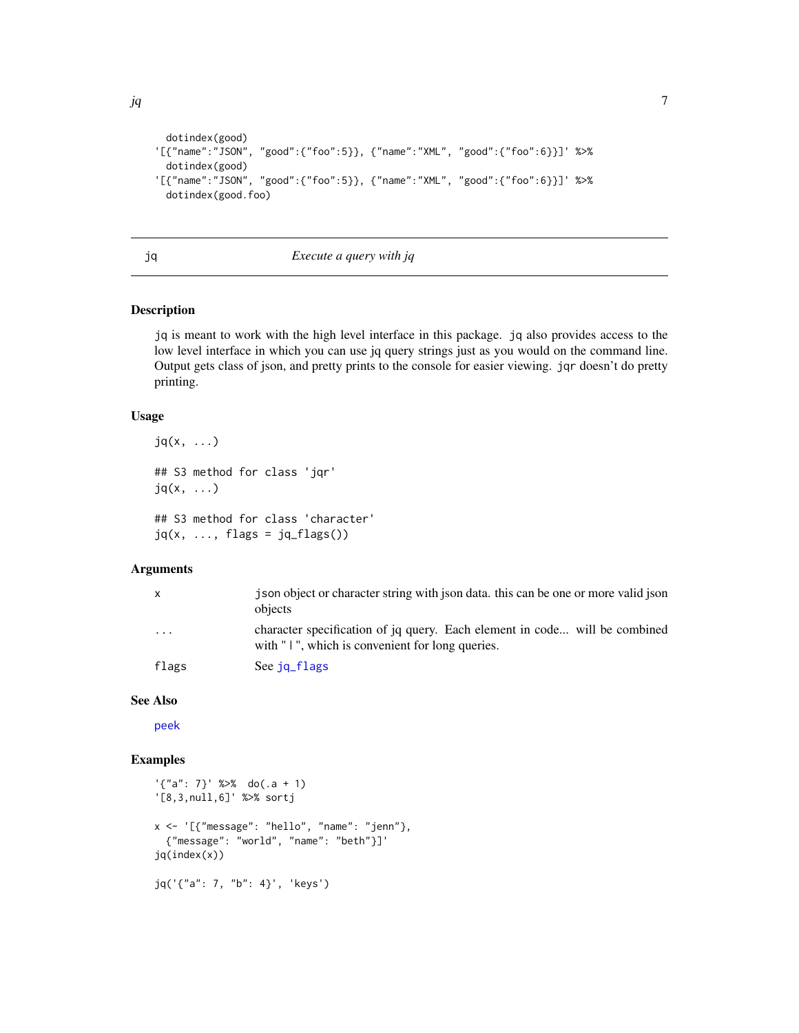```
  dotindex(good)
'[{"name":"JSON", "good":{"foo":5}}, {"name":"XML", "good":{"foo":6}}]' %>%
  dotindex(good)
'[{"name":"JSON", "good":{"foo":5}}, {"name":"XML", "good":{"foo":6}}]' %>%
  dotindex(good.foo)
```

---

## jq — *Execute a query with jq*

---

### Description

jq is meant to work with the high level interface in this package. jq also provides access to the low level interface in which you can use jq query strings just as you would on the command line. Output gets class of json, and pretty prints to the console for easier viewing. jqr doesn't do pretty printing.

### Usage

```
jq(x, ...)

## S3 method for class 'jqr'
jq(x, ...)

## S3 method for class 'character'
jq(x, ..., flags = jq_flags())
```

### Arguments

| | |
|---|---|
| x | json object or character string with json data. this can be one or more valid json objects |
| ... | character specification of jq query. Each element in code... will be combined with " \| ", which is convenient for long queries. |
| flags | See jq_flags |

### See Also

peek

### Examples

```
'{"a": 7}' %>%  do(.a + 1)
'[8,3,null,6]' %>% sortj

x <- '[{"message": "hello", "name": "jenn"},
  {"message": "world", "name": "beth"}]'
jq(index(x))

jq('{"a": 7, "b": 4}', 'keys')
```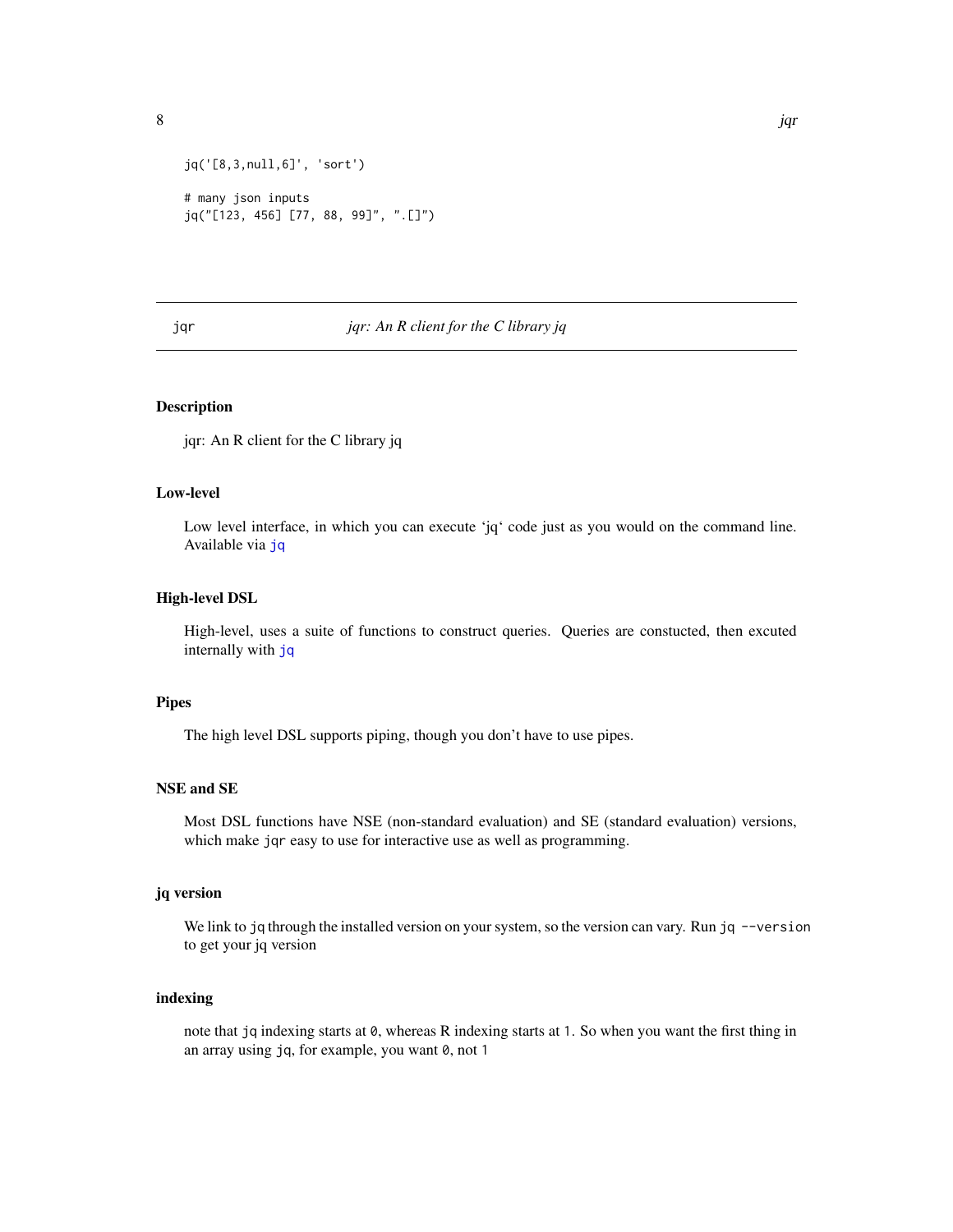```
jq('[8,3,null,6]', 'sort')

# many json inputs
jq("[123, 456] [77, 88, 99]", ".[]")
```

## jqr — *jqr: An R client for the C library jq*

### Description

jqr: An R client for the C library jq

### Low-level

Low level interface, in which you can execute 'jq' code just as you would on the command line. Available via `jq`

### High-level DSL

High-level, uses a suite of functions to construct queries. Queries are constucted, then excuted internally with `jq`

### Pipes

The high level DSL supports piping, though you don't have to use pipes.

### NSE and SE

Most DSL functions have NSE (non-standard evaluation) and SE (standard evaluation) versions, which make `jqr` easy to use for interactive use as well as programming.

### jq version

We link to `jq` through the installed version on your system, so the version can vary. Run `jq --version` to get your jq version

### indexing

note that `jq` indexing starts at `0`, whereas R indexing starts at `1`. So when you want the first thing in an array using `jq`, for example, you want `0`, not `1`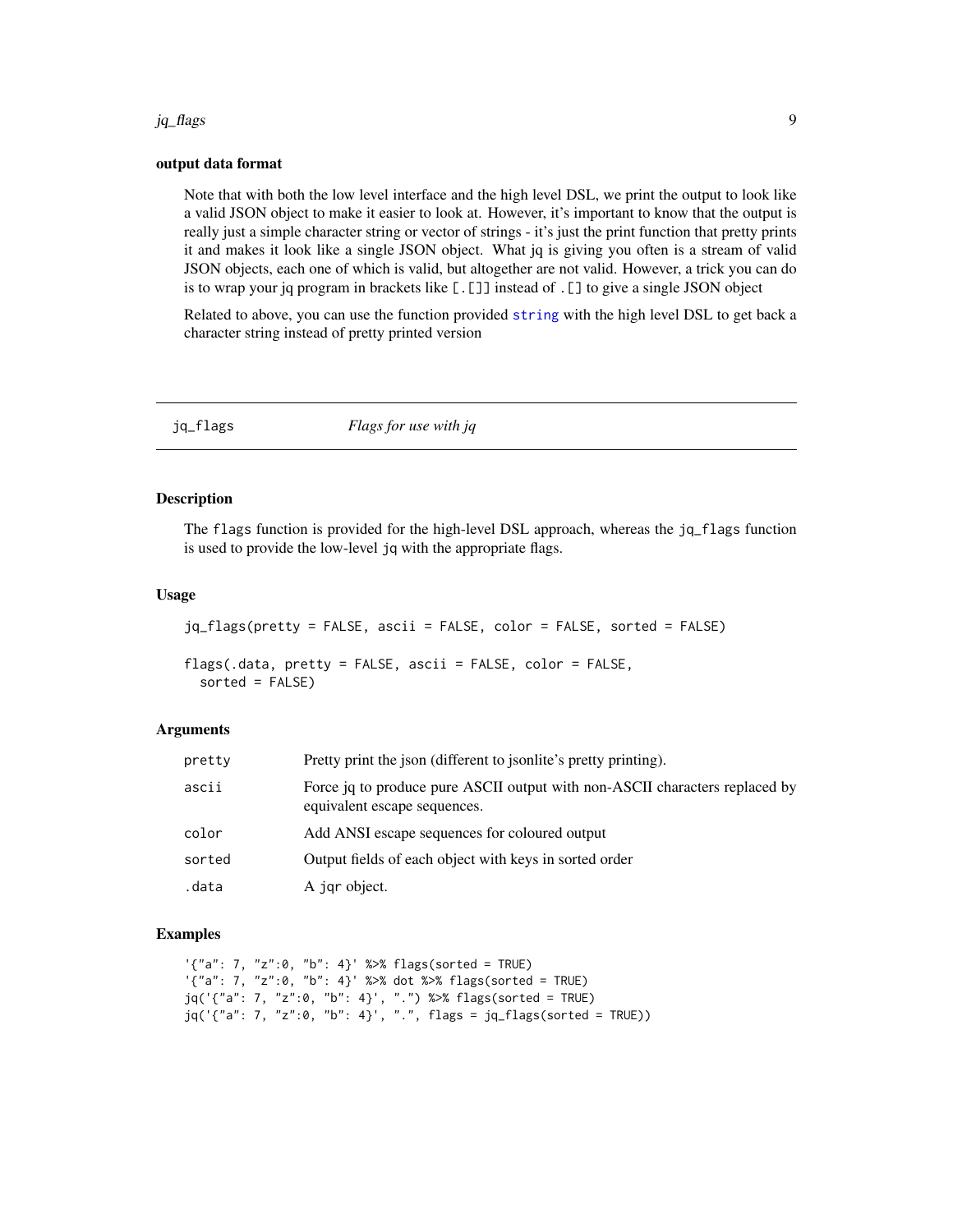### output data format

Note that with both the low level interface and the high level DSL, we print the output to look like a valid JSON object to make it easier to look at. However, it's important to know that the output is really just a simple character string or vector of strings - it's just the print function that pretty prints it and makes it look like a single JSON object. What jq is giving you often is a stream of valid JSON objects, each one of which is valid, but altogether are not valid. However, a trick you can do is to wrap your jq program in brackets like `[.[]]` instead of `.[]` to give a single JSON object

Related to above, you can use the function provided `string` with the high level DSL to get back a character string instead of pretty printed version

---

## jq_flags — *Flags for use with jq*

### Description

The `flags` function is provided for the high-level DSL approach, whereas the `jq_flags` function is used to provide the low-level `jq` with the appropriate flags.

### Usage

```
jq_flags(pretty = FALSE, ascii = FALSE, color = FALSE, sorted = FALSE)

flags(.data, pretty = FALSE, ascii = FALSE, color = FALSE,
  sorted = FALSE)
```

### Arguments

| | |
|---|---|
| `pretty` | Pretty print the json (different to jsonlite's pretty printing). |
| `ascii` | Force jq to produce pure ASCII output with non-ASCII characters replaced by equivalent escape sequences. |
| `color` | Add ANSI escape sequences for coloured output |
| `sorted` | Output fields of each object with keys in sorted order |
| `.data` | A `jqr` object. |

### Examples

```
'{"a": 7, "z":0, "b": 4}' %>% flags(sorted = TRUE)
'{"a": 7, "z":0, "b": 4}' %>% dot %>% flags(sorted = TRUE)
jq('{"a": 7, "z":0, "b": 4}', ".") %>% flags(sorted = TRUE)
jq('{"a": 7, "z":0, "b": 4}', ".", flags = jq_flags(sorted = TRUE))
```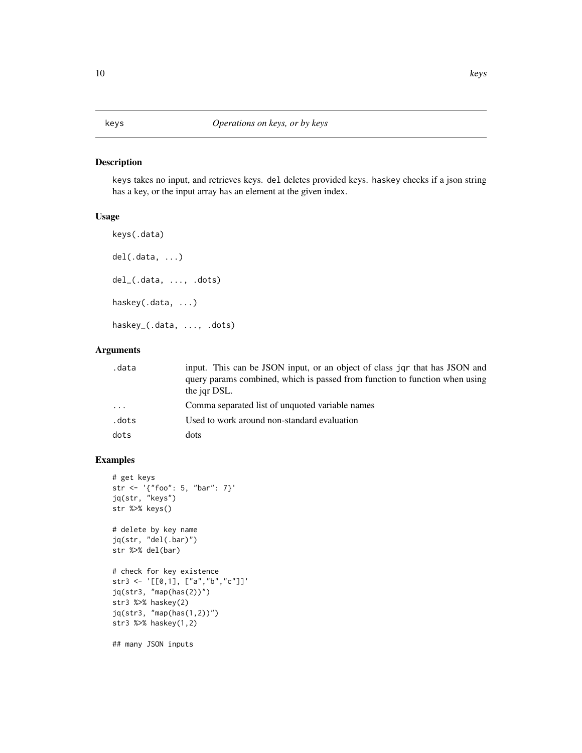# keys — *Operations on keys, or by keys*

## Description

keys takes no input, and retrieves keys. del deletes provided keys. haskey checks if a json string has a key, or the input array has an element at the given index.

## Usage

```
keys(.data)

del(.data, ...)

del_(.data, ..., .dots)

haskey(.data, ...)

haskey_(.data, ..., .dots)
```

## Arguments

| | |
|---|---|
| .data | input. This can be JSON input, or an object of class jqr that has JSON and query params combined, which is passed from function to function when using the jqr DSL. |
| ... | Comma separated list of unquoted variable names |
| .dots | Used to work around non-standard evaluation |
| dots | dots |

## Examples

```
# get keys
str <- '{"foo": 5, "bar": 7}'
jq(str, "keys")
str %>% keys()

# delete by key name
jq(str, "del(.bar)")
str %>% del(bar)

# check for key existence
str3 <- '[[0,1], ["a","b","c"]]'
jq(str3, "map(has(2))")
str3 %>% haskey(2)
jq(str3, "map(has(1,2))")
str3 %>% haskey(1,2)

## many JSON inputs
```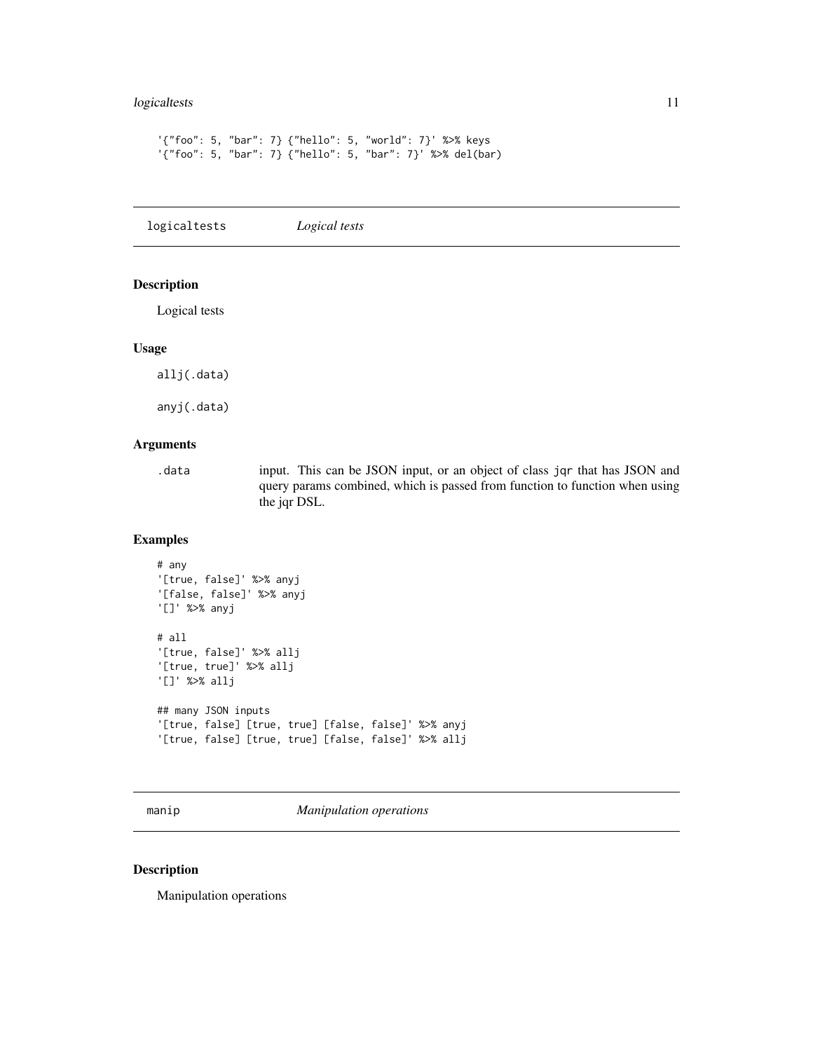```
'{"foo": 5, "bar": 7} {"hello": 5, "world": 7}' %>% keys
'{"foo": 5, "bar": 7} {"hello": 5, "bar": 7}' %>% del(bar)
```

## logicaltests *Logical tests*

### Description

Logical tests

### Usage

```
allj(.data)

anyj(.data)
```

### Arguments

| | |
|---|---|
| .data | input. This can be JSON input, or an object of class `jqr` that has JSON and query params combined, which is passed from function to function when using the jqr DSL. |

### Examples

```
# any
'[true, false]' %>% anyj
'[false, false]' %>% anyj
'[]' %>% anyj

# all
'[true, false]' %>% allj
'[true, true]' %>% allj
'[]' %>% allj

## many JSON inputs
'[true, false] [true, true] [false, false]' %>% anyj
'[true, false] [true, true] [false, false]' %>% allj
```

## manip *Manipulation operations*

### Description

Manipulation operations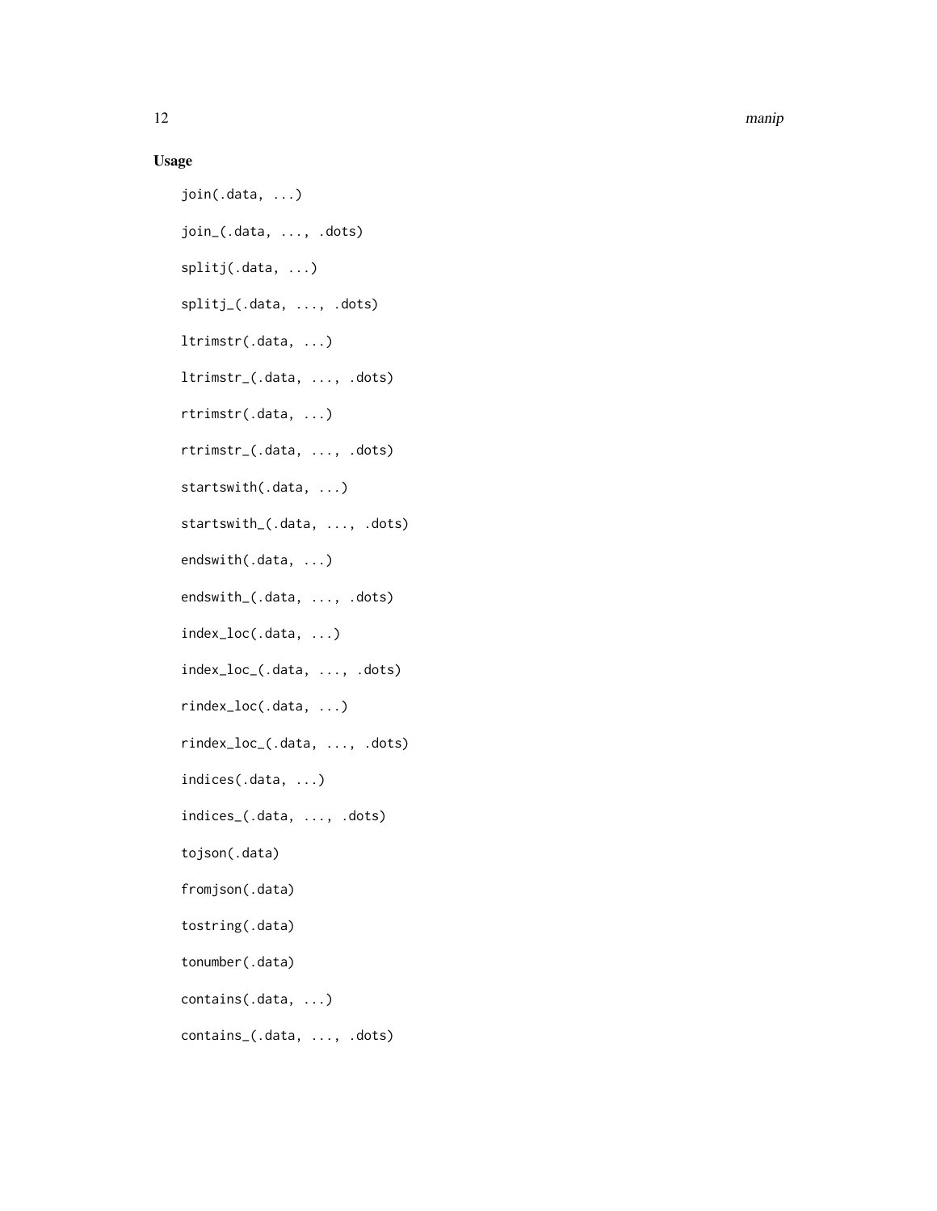## Usage

```
join(.data, ...)

join_(.data, ..., .dots)

splitj(.data, ...)

splitj_(.data, ..., .dots)

ltrimstr(.data, ...)

ltrimstr_(.data, ..., .dots)

rtrimstr(.data, ...)

rtrimstr_(.data, ..., .dots)

startswith(.data, ...)

startswith_(.data, ..., .dots)

endswith(.data, ...)

endswith_(.data, ..., .dots)

index_loc(.data, ...)

index_loc_(.data, ..., .dots)

rindex_loc(.data, ...)

rindex_loc_(.data, ..., .dots)

indices(.data, ...)

indices_(.data, ..., .dots)

tojson(.data)

fromjson(.data)

tostring(.data)

tonumber(.data)

contains(.data, ...)

contains_(.data, ..., .dots)
```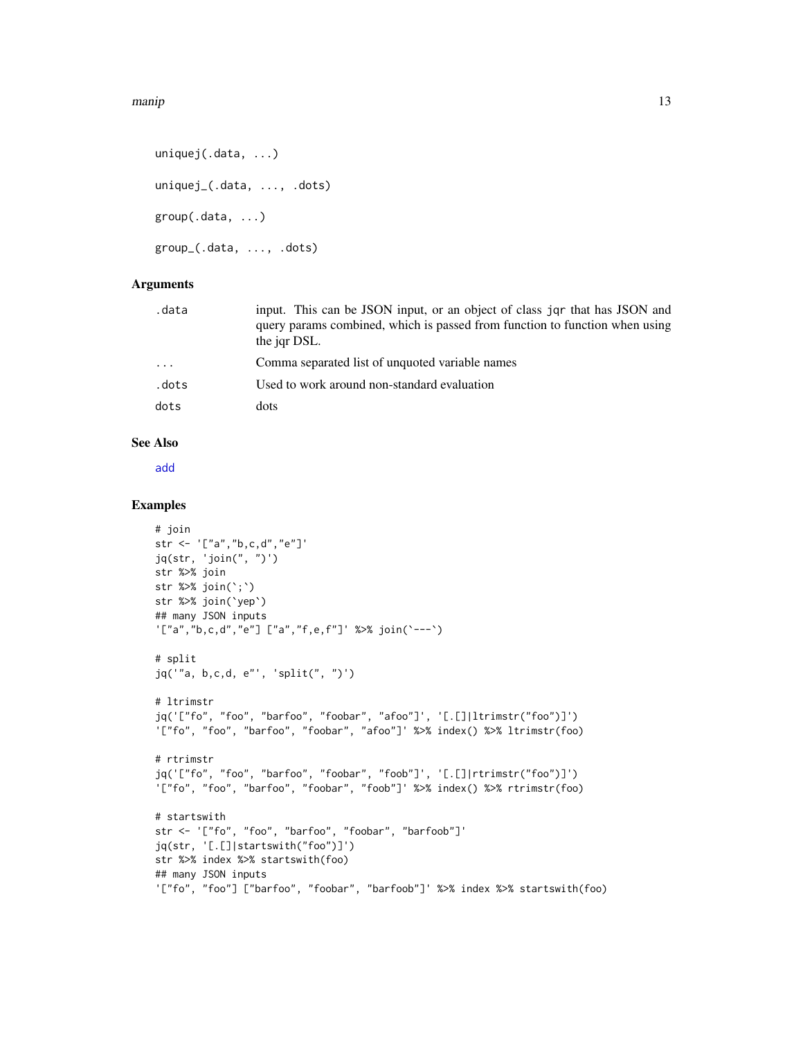```
uniquej(.data, ...)

uniquej_(.data, ..., .dots)

group(.data, ...)

group_(.data, ..., .dots)
```

## Arguments

| | |
|---|---|
| .data | input. This can be JSON input, or an object of class jqr that has JSON and query params combined, which is passed from function to function when using the jqr DSL. |
| ... | Comma separated list of unquoted variable names |
| .dots | Used to work around non-standard evaluation |
| dots | dots |

## See Also

add

## Examples

```
# join
str <- '["a","b,c,d","e"]'
jq(str, 'join(", ")')
str %>% join
str %>% join(`;`)
str %>% join(`yep`)
## many JSON inputs
'["a","b,c,d","e"] ["a","f,e,f"]' %>% join(`---`)

# split
jq('"a, b,c,d, e"', 'split(", ")')

# ltrimstr
jq('["fo", "foo", "barfoo", "foobar", "afoo"]', '[.[]|ltrimstr("foo")]')
'["fo", "foo", "barfoo", "foobar", "afoo"]' %>% index() %>% ltrimstr(foo)

# rtrimstr
jq('["fo", "foo", "barfoo", "foobar", "foob"]', '[.[]|rtrimstr("foo")]')
'["fo", "foo", "barfoo", "foobar", "foob"]' %>% index() %>% rtrimstr(foo)

# startswith
str <- '["fo", "foo", "barfoo", "foobar", "barfoob"]'
jq(str, '[.[]|startswith("foo")]')
str %>% index %>% startswith(foo)
## many JSON inputs
'["fo", "foo"] ["barfoo", "foobar", "barfoob"]' %>% index %>% startswith(foo)
```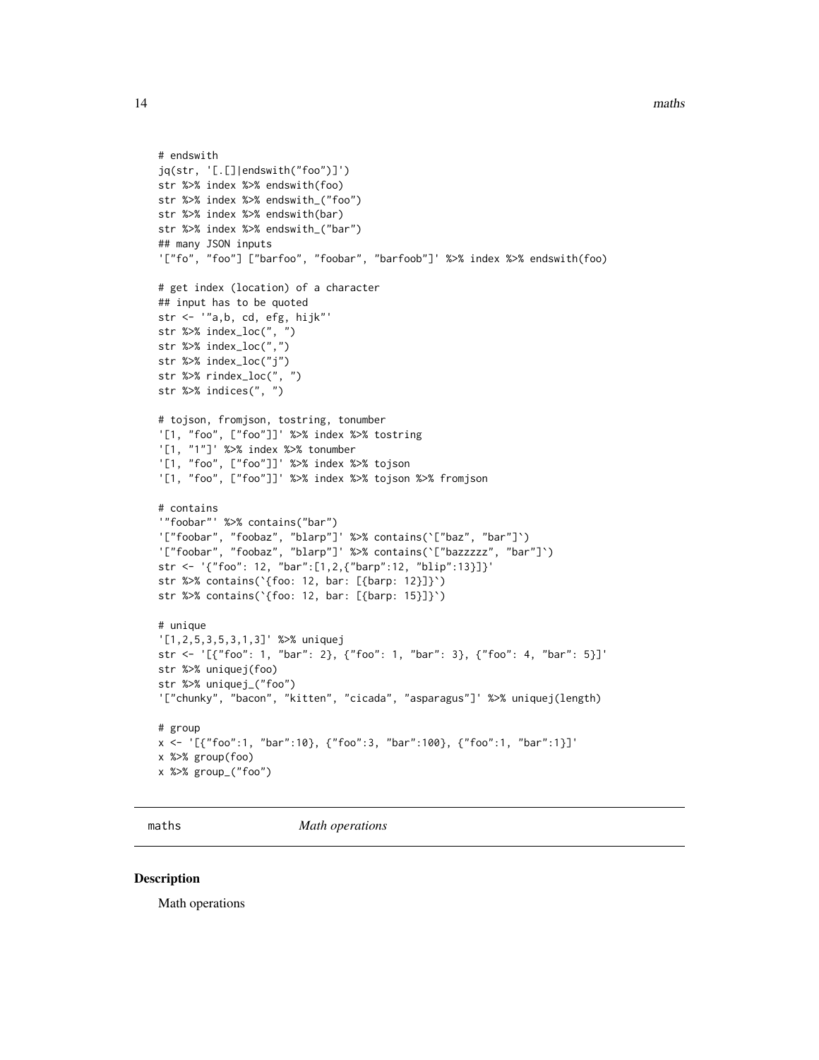```
# endswith
jq(str, '[.[]|endswith("foo")]')
str %>% index %>% endswith(foo)
str %>% index %>% endswith_("foo")
str %>% index %>% endswith(bar)
str %>% index %>% endswith_("bar")
## many JSON inputs
'["fo", "foo"] ["barfoo", "foobar", "barfoob"]' %>% index %>% endswith(foo)

# get index (location) of a character
## input has to be quoted
str <- '"a,b, cd, efg, hijk"'
str %>% index_loc(", ")
str %>% index_loc(",")
str %>% index_loc("j")
str %>% rindex_loc(", ")
str %>% indices(", ")

# tojson, fromjson, tostring, tonumber
'[1, "foo", ["foo"]]' %>% index %>% tostring
'[1, "1"]' %>% index %>% tonumber
'[1, "foo", ["foo"]]' %>% index %>% tojson
'[1, "foo", ["foo"]]' %>% index %>% tojson %>% fromjson

# contains
'"foobar"' %>% contains("bar")
'["foobar", "foobaz", "blarp"]' %>% contains(`["baz", "bar"]`)
'["foobar", "foobaz", "blarp"]' %>% contains(`["bazzzzz", "bar"]`)
str <- '{"foo": 12, "bar":[1,2,{"barp":12, "blip":13}]}'
str %>% contains(`{foo: 12, bar: [{barp: 12}]}`)
str %>% contains(`{foo: 12, bar: [{barp: 15}]}`)

# unique
'[1,2,5,3,5,3,1,3]' %>% uniquej
str <- '[{"foo": 1, "bar": 2}, {"foo": 1, "bar": 3}, {"foo": 4, "bar": 5}]'
str %>% uniquej(foo)
str %>% uniquej_("foo")
'["chunky", "bacon", "kitten", "cicada", "asparagus"]' %>% uniquej(length)

# group
x <- '[{"foo":1, "bar":10}, {"foo":3, "bar":100}, {"foo":1, "bar":1}]'
x %>% group(foo)
x %>% group_("foo")
```

## maths — *Math operations*

### Description

Math operations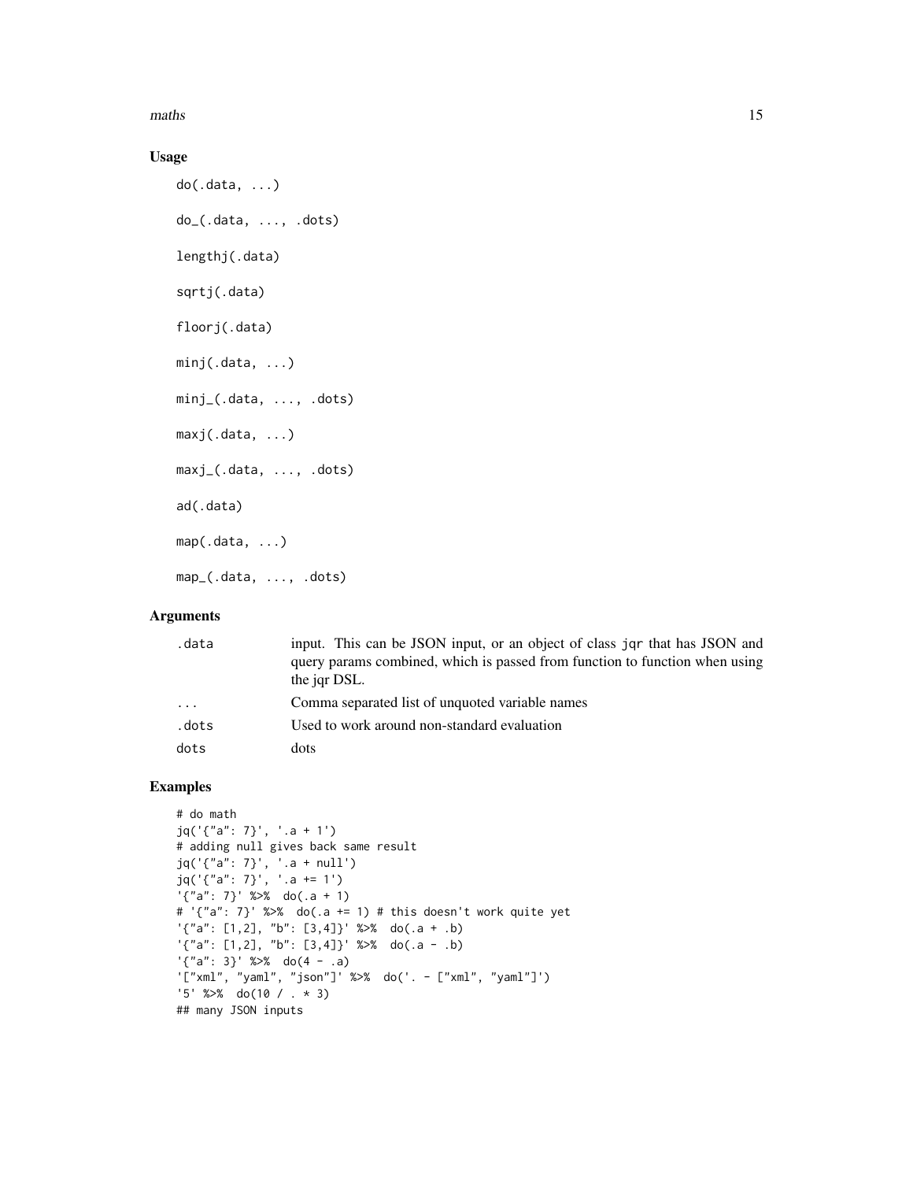## Usage

```
do(.data, ...)

do_(.data, ..., .dots)

lengthj(.data)

sqrtj(.data)

floorj(.data)

minj(.data, ...)

minj_(.data, ..., .dots)

maxj(.data, ...)

maxj_(.data, ..., .dots)

ad(.data)

map(.data, ...)

map_(.data, ..., .dots)
```

## Arguments

| | |
|---|---|
| `.data` | input. This can be JSON input, or an object of class `jqr` that has JSON and query params combined, which is passed from function to function when using the jqr DSL. |
| `...` | Comma separated list of unquoted variable names |
| `.dots` | Used to work around non-standard evaluation |
| `dots` | dots |

## Examples

```
# do math
jq('{"a": 7}', '.a + 1')
# adding null gives back same result
jq('{"a": 7}', '.a + null')
jq('{"a": 7}', '.a += 1')
'{"a": 7}' %>%  do(.a + 1)
# '{"a": 7}' %>%  do(.a += 1) # this doesn't work quite yet
'{"a": [1,2], "b": [3,4]}' %>%  do(.a + .b)
'{"a": [1,2], "b": [3,4]}' %>%  do(.a - .b)
'{"a": 3}' %>%  do(4 - .a)
'["xml", "yaml", "json"]' %>%  do('. - ["xml", "yaml"]')
'5' %>%  do(10 / . * 3)
## many JSON inputs
```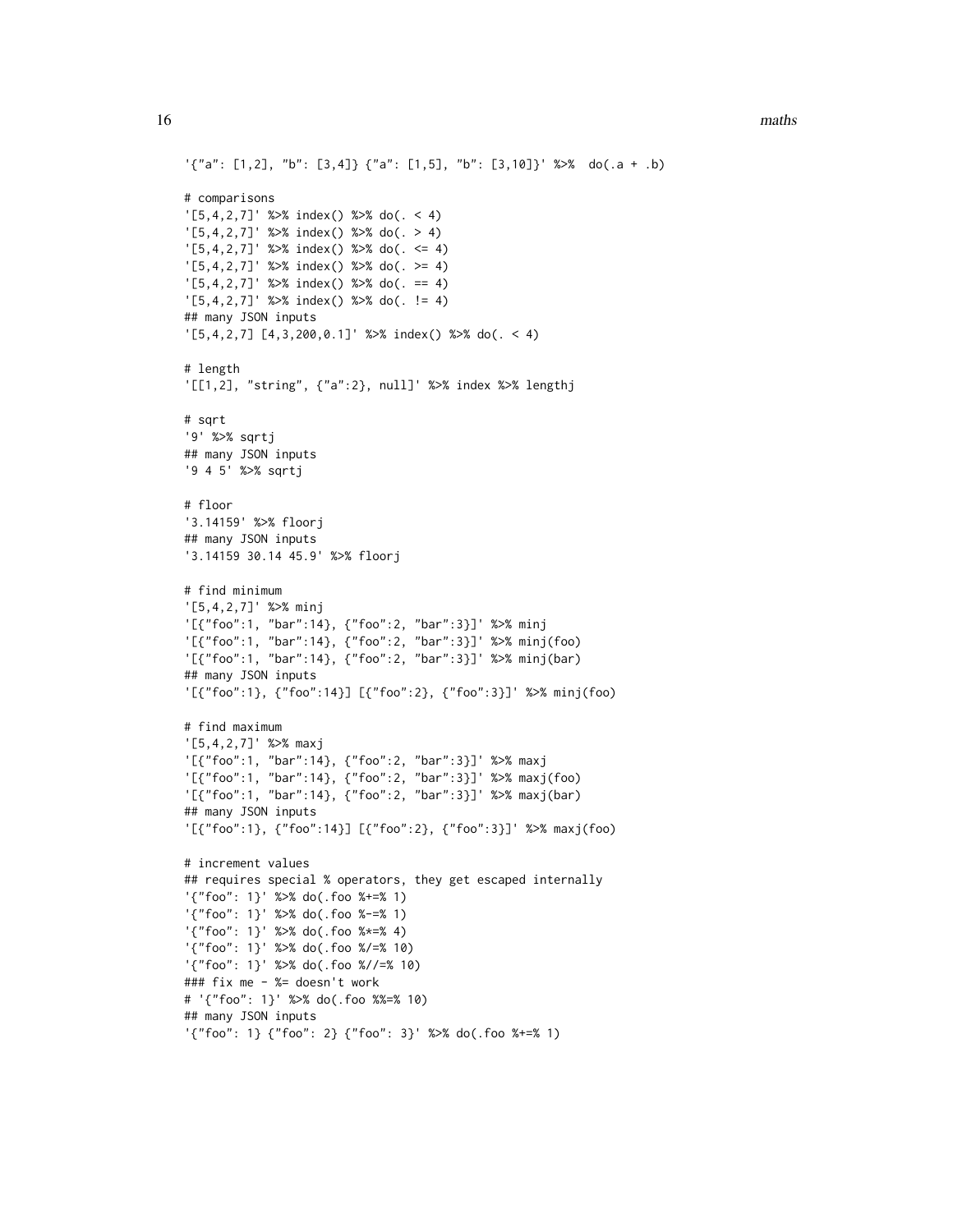```
'{"a": [1,2], "b": [3,4]} {"a": [1,5], "b": [3,10]}' %>%  do(.a + .b)

# comparisons
'[5,4,2,7]' %>% index() %>% do(. < 4)
'[5,4,2,7]' %>% index() %>% do(. > 4)
'[5,4,2,7]' %>% index() %>% do(. <= 4)
'[5,4,2,7]' %>% index() %>% do(. >= 4)
'[5,4,2,7]' %>% index() %>% do(. == 4)
'[5,4,2,7]' %>% index() %>% do(. != 4)
## many JSON inputs
'[5,4,2,7] [4,3,200,0.1]' %>% index() %>% do(. < 4)

# length
'[[1,2], "string", {"a":2}, null]' %>% index %>% lengthj

# sqrt
'9' %>% sqrtj
## many JSON inputs
'9 4 5' %>% sqrtj

# floor
'3.14159' %>% floorj
## many JSON inputs
'3.14159 30.14 45.9' %>% floorj

# find minimum
'[5,4,2,7]' %>% minj
'[{"foo":1, "bar":14}, {"foo":2, "bar":3}]' %>% minj
'[{"foo":1, "bar":14}, {"foo":2, "bar":3}]' %>% minj(foo)
'[{"foo":1, "bar":14}, {"foo":2, "bar":3}]' %>% minj(bar)
## many JSON inputs
'[{"foo":1}, {"foo":14}] [{"foo":2}, {"foo":3}]' %>% minj(foo)

# find maximum
'[5,4,2,7]' %>% maxj
'[{"foo":1, "bar":14}, {"foo":2, "bar":3}]' %>% maxj
'[{"foo":1, "bar":14}, {"foo":2, "bar":3}]' %>% maxj(foo)
'[{"foo":1, "bar":14}, {"foo":2, "bar":3}]' %>% maxj(bar)
## many JSON inputs
'[{"foo":1}, {"foo":14}] [{"foo":2}, {"foo":3}]' %>% maxj(foo)

# increment values
## requires special % operators, they get escaped internally
'{"foo": 1}' %>% do(.foo %+=% 1)
'{"foo": 1}' %>% do(.foo %-=% 1)
'{"foo": 1}' %>% do(.foo %*=% 4)
'{"foo": 1}' %>% do(.foo %/=% 10)
'{"foo": 1}' %>% do(.foo %//=% 10)
### fix me - %= doesn't work
# '{"foo": 1}' %>% do(.foo %%=% 10)
## many JSON inputs
'{"foo": 1} {"foo": 2} {"foo": 3}' %>% do(.foo %+=% 1)
```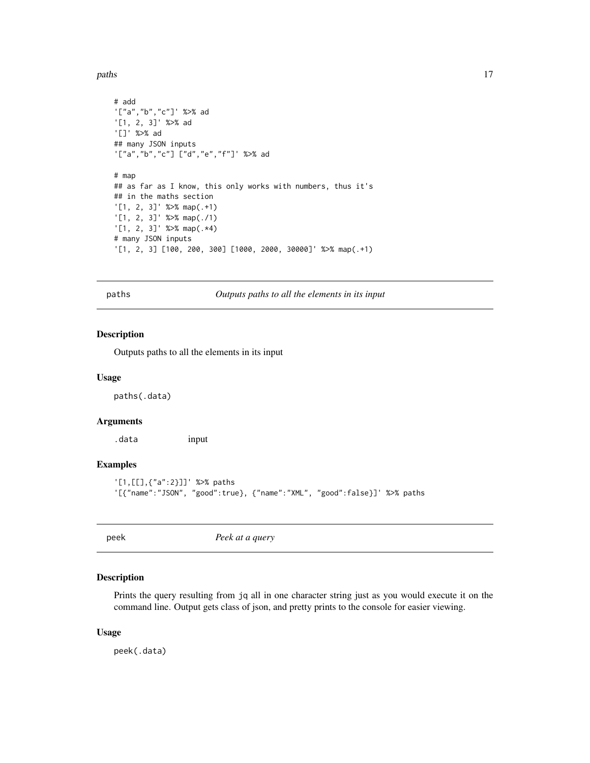```
# add
'["a","b","c"]' %>% ad
'[1, 2, 3]' %>% ad
'[]' %>% ad
## many JSON inputs
'["a","b","c"] ["d","e","f"]' %>% ad

# map
## as far as I know, this only works with numbers, thus it's
## in the maths section
'[1, 2, 3]' %>% map(.+1)
'[1, 2, 3]' %>% map(./1)
'[1, 2, 3]' %>% map(.*4)
# many JSON inputs
'[1, 2, 3] [100, 200, 300] [1000, 2000, 30000]' %>% map(.+1)
```

## paths — *Outputs paths to all the elements in its input*

### Description

Outputs paths to all the elements in its input

### Usage

```
paths(.data)
```

### Arguments

| | |
|---|---|
| `.data` | input |

### Examples

```
'[1,[[],{"a":2}]]' %>% paths
'[{"name":"JSON", "good":true}, {"name":"XML", "good":false}]' %>% paths
```

## peek — *Peek at a query*

### Description

Prints the query resulting from `jq` all in one character string just as you would execute it on the command line. Output gets class of json, and pretty prints to the console for easier viewing.

### Usage

```
peek(.data)
```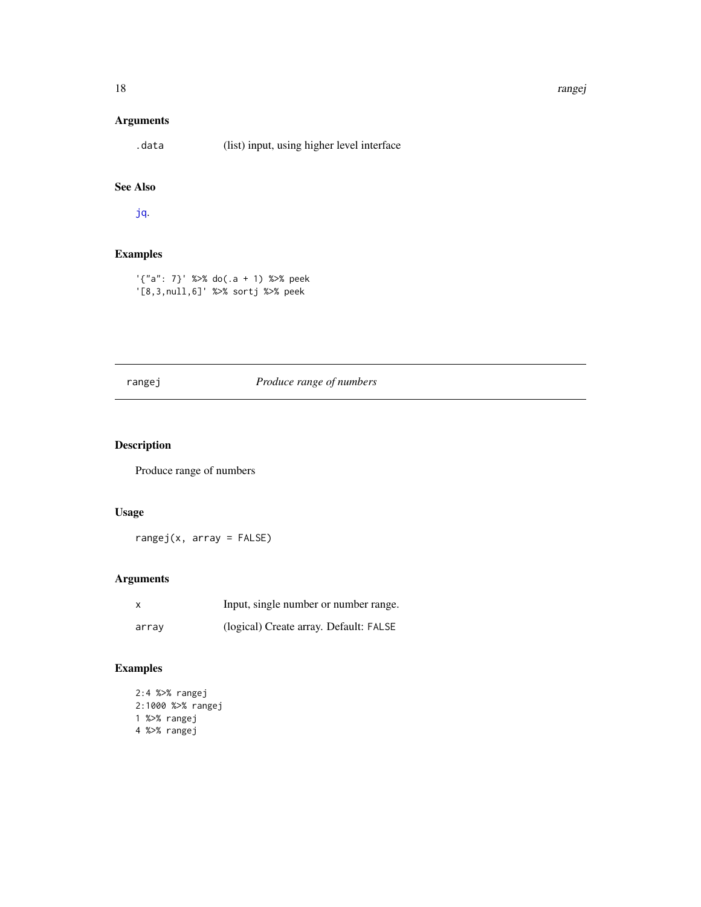## Arguments

| | |
|---|---|
| `.data` | (list) input, using higher level interface |

## See Also

jq.

## Examples

```
'{"a": 7}' %>% do(.a + 1) %>% peek
'[8,3,null,6]' %>% sortj %>% peek
```

---

# rangej — *Produce range of numbers*

---

## Description

Produce range of numbers

## Usage

```
rangej(x, array = FALSE)
```

## Arguments

| | |
|---|---|
| `x` | Input, single number or number range. |
| `array` | (logical) Create array. Default: `FALSE` |

## Examples

```
2:4 %>% rangej
2:1000 %>% rangej
1 %>% rangej
4 %>% rangej
```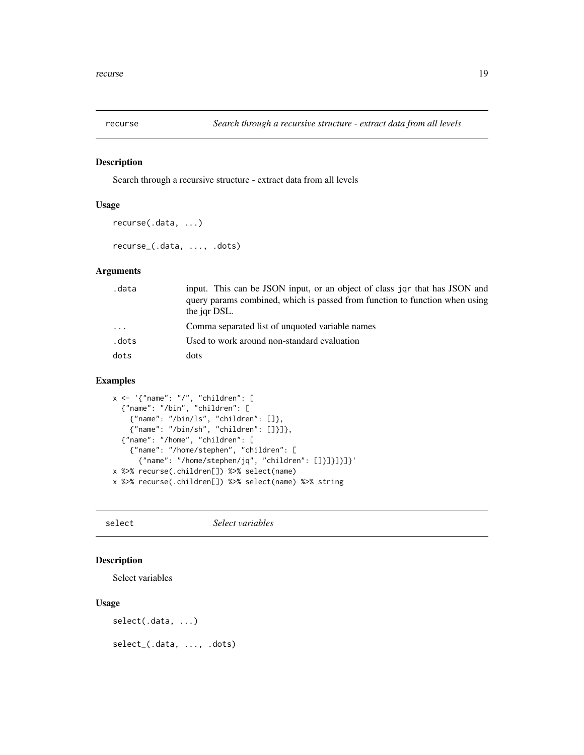## recurse — *Search through a recursive structure - extract data from all levels*

### Description

Search through a recursive structure - extract data from all levels

### Usage

```
recurse(.data, ...)

recurse_(.data, ..., .dots)
```

### Arguments

| | |
|---|---|
| .data | input. This can be JSON input, or an object of class jqr that has JSON and query params combined, which is passed from function to function when using the jqr DSL. |
| ... | Comma separated list of unquoted variable names |
| .dots | Used to work around non-standard evaluation |
| dots | dots |

### Examples

```
x <- '{"name": "/", "children": [
  {"name": "/bin", "children": [
    {"name": "/bin/ls", "children": []},
    {"name": "/bin/sh", "children": []}]},
  {"name": "/home", "children": [
    {"name": "/home/stephen", "children": [
      {"name": "/home/stephen/jq", "children": []}]}]}]}'
x %>% recurse(.children[]) %>% select(name)
x %>% recurse(.children[]) %>% select(name) %>% string
```

## select — *Select variables*

### Description

Select variables

### Usage

```
select(.data, ...)

select_(.data, ..., .dots)
```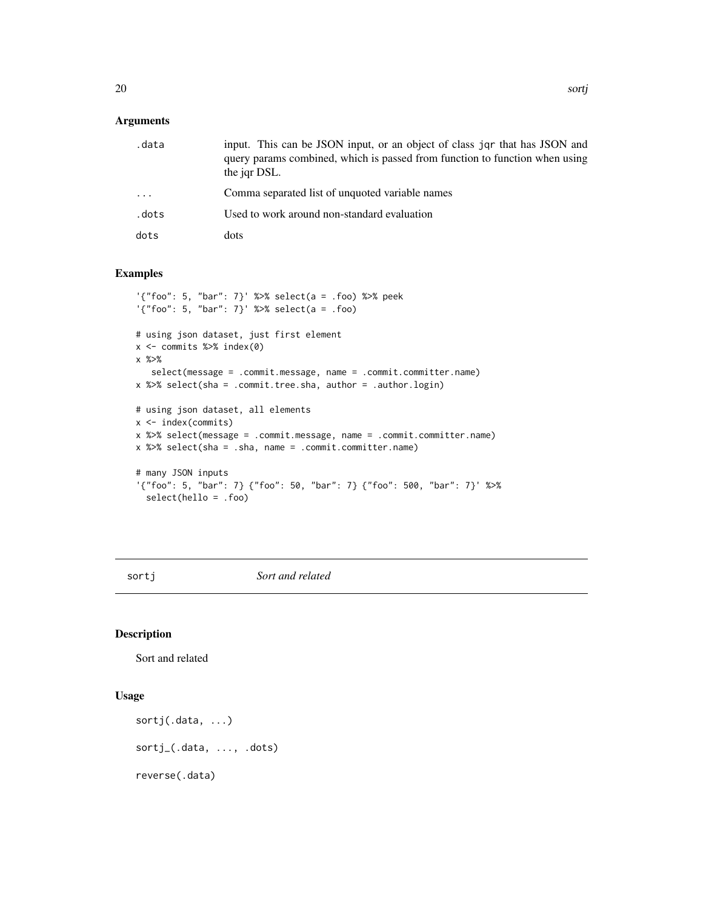## Arguments

| | |
|---|---|
| .data | input. This can be JSON input, or an object of class jqr that has JSON and query params combined, which is passed from function to function when using the jqr DSL. |
| ... | Comma separated list of unquoted variable names |
| .dots | Used to work around non-standard evaluation |
| dots | dots |

## Examples

```
'{"foo": 5, "bar": 7}' %>% select(a = .foo) %>% peek
'{"foo": 5, "bar": 7}' %>% select(a = .foo)

# using json dataset, just first element
x <- commits %>% index(0)
x %>%
   select(message = .commit.message, name = .commit.committer.name)
x %>% select(sha = .commit.tree.sha, author = .author.login)

# using json dataset, all elements
x <- index(commits)
x %>% select(message = .commit.message, name = .commit.committer.name)
x %>% select(sha = .sha, name = .commit.committer.name)

# many JSON inputs
'{"foo": 5, "bar": 7} {"foo": 50, "bar": 7} {"foo": 500, "bar": 7}' %>%
  select(hello = .foo)
```

---

# sortj *Sort and related*

## Description

Sort and related

## Usage

```
sortj(.data, ...)

sortj_(.data, ..., .dots)

reverse(.data)
```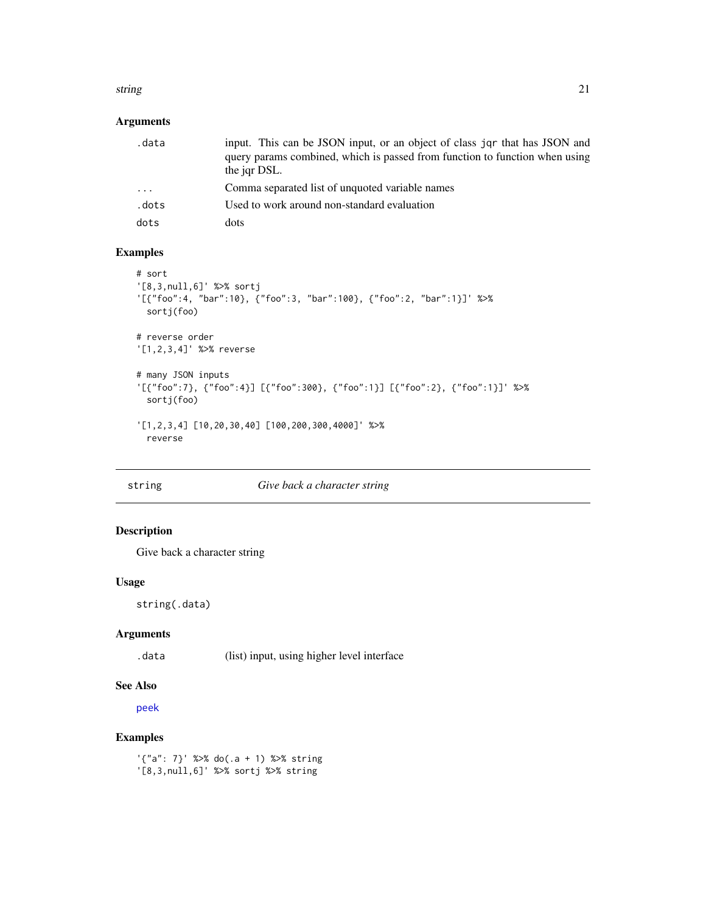## Arguments

| | |
|---|---|
| `.data` | input. This can be JSON input, or an object of class `jqr` that has JSON and query params combined, which is passed from function to function when using the jqr DSL. |
| `...` | Comma separated list of unquoted variable names |
| `.dots` | Used to work around non-standard evaluation |
| `dots` | dots |

## Examples

```
# sort
'[8,3,null,6]' %>% sortj
'[{"foo":4, "bar":10}, {"foo":3, "bar":100}, {"foo":2, "bar":1}]' %>%
  sortj(foo)

# reverse order
'[1,2,3,4]' %>% reverse

# many JSON inputs
'[{"foo":7}, {"foo":4}] [{"foo":300}, {"foo":1}] [{"foo":2}, {"foo":1}]' %>%
  sortj(foo)

'[1,2,3,4] [10,20,30,40] [100,200,300,4000]' %>%
  reverse
```

---

# string — *Give back a character string*

## Description

Give back a character string

## Usage

```
string(.data)
```

## Arguments

| | |
|---|---|
| `.data` | (list) input, using higher level interface |

## See Also

peek

## Examples

```
'{"a": 7}' %>% do(.a + 1) %>% string
'[8,3,null,6]' %>% sortj %>% string
```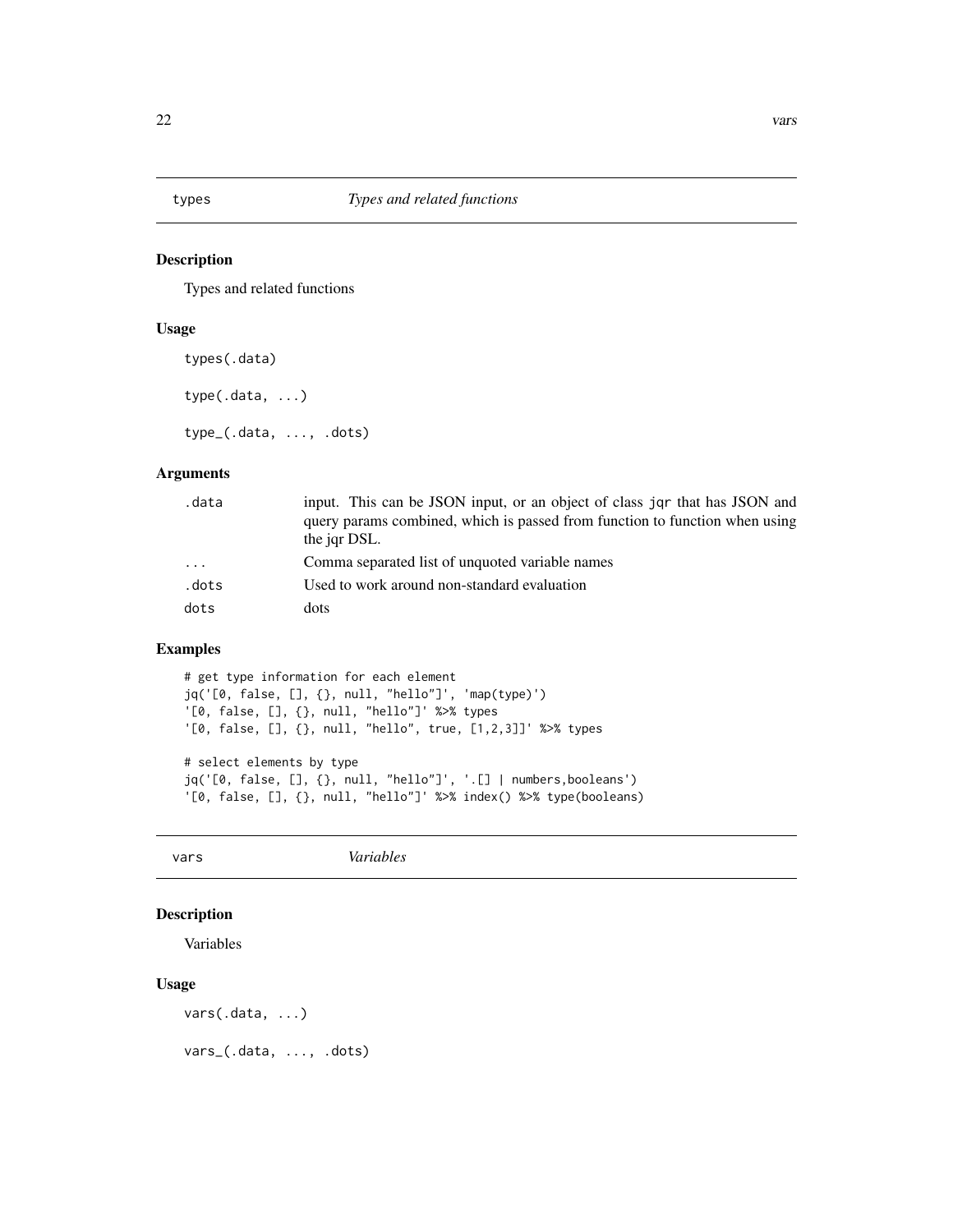## types *Types and related functions*

### Description

Types and related functions

### Usage

```
types(.data)

type(.data, ...)

type_(.data, ..., .dots)
```

### Arguments

| | |
|---|---|
| .data | input. This can be JSON input, or an object of class jqr that has JSON and query params combined, which is passed from function to function when using the jqr DSL. |
| ... | Comma separated list of unquoted variable names |
| .dots | Used to work around non-standard evaluation |
| dots | dots |

### Examples

```
# get type information for each element
jq('[0, false, [], {}, null, "hello"]', 'map(type)')
'[0, false, [], {}, null, "hello"]' %>% types
'[0, false, [], {}, null, "hello", true, [1,2,3]]' %>% types

# select elements by type
jq('[0, false, [], {}, null, "hello"]', '.[] | numbers,booleans')
'[0, false, [], {}, null, "hello"]' %>% index() %>% type(booleans)
```

## vars *Variables*

### Description

Variables

### Usage

```
vars(.data, ...)

vars_(.data, ..., .dots)
```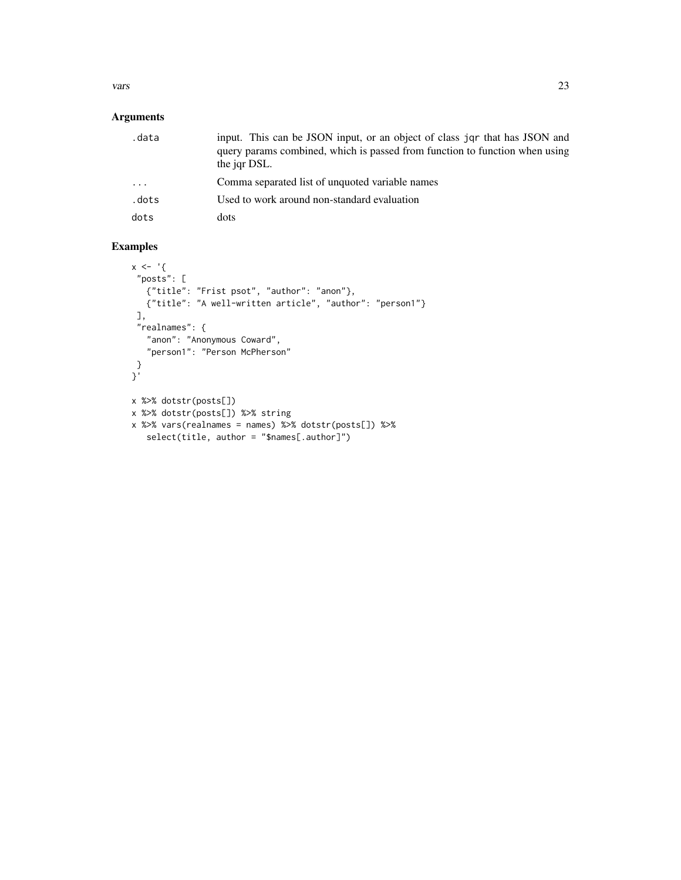## Arguments

| | |
|---|---|
| .data | input. This can be JSON input, or an object of class jqr that has JSON and query params combined, which is passed from function to function when using the jqr DSL. |
| ... | Comma separated list of unquoted variable names |
| .dots | Used to work around non-standard evaluation |
| dots | dots |

## Examples

```
x <- '{
 "posts": [
   {"title": "Frist psot", "author": "anon"},
   {"title": "A well-written article", "author": "person1"}
 ],
 "realnames": {
   "anon": "Anonymous Coward",
   "person1": "Person McPherson"
 }
}'

x %>% dotstr(posts[])
x %>% dotstr(posts[]) %>% string
x %>% vars(realnames = names) %>% dotstr(posts[]) %>%
   select(title, author = "$names[.author]")
```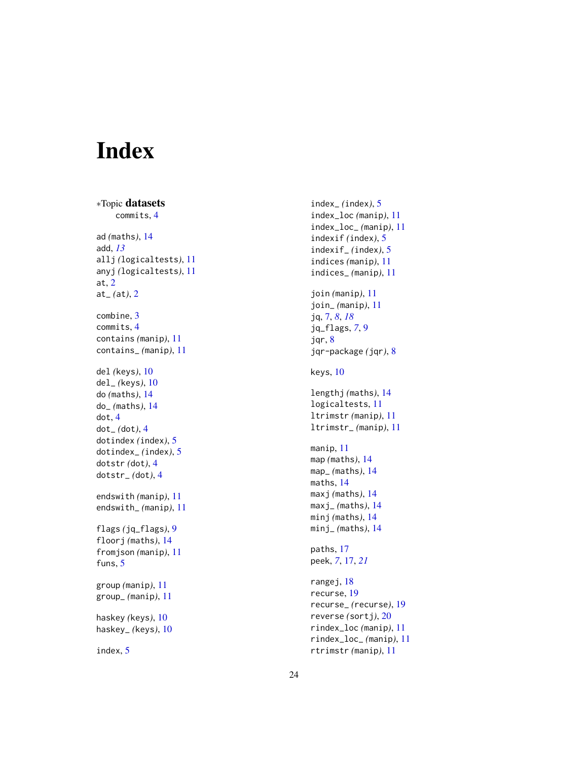# Index

*Topic **datasets**
    commits, 4

ad *(maths)*, 14
add, *13*
allj *(logicaltests)*, 11
anyj *(logicaltests)*, 11
at, 2
at_ *(at)*, 2

combine, 3
commits, 4
contains *(manip)*, 11
contains_ *(manip)*, 11

del *(keys)*, 10
del_ *(keys)*, 10
do *(maths)*, 14
do_ *(maths)*, 14
dot, 4
dot_ *(dot)*, 4
dotindex *(index)*, 5
dotindex_ *(index)*, 5
dotstr *(dot)*, 4
dotstr_ *(dot)*, 4

endswith *(manip)*, 11
endswith_ *(manip)*, 11

flags *(jq_flags)*, 9
floorj *(maths)*, 14
fromjson *(manip)*, 11
funs, 5

group *(manip)*, 11
group_ *(manip)*, 11

haskey *(keys)*, 10
haskey_ *(keys)*, 10

index, 5
index_ *(index)*, 5
index_loc *(manip)*, 11
index_loc_ *(manip)*, 11
indexif *(index)*, 5
indexif_ *(index)*, 5
indices *(manip)*, 11
indices_ *(manip)*, 11

join *(manip)*, 11
join_ *(manip)*, 11
jq, *7*, *8*, *18*
jq_flags, *7*, 9
jqr, 8
jqr-package *(jqr)*, 8

keys, 10

lengthj *(maths)*, 14
logicaltests, 11
ltrimstr *(manip)*, 11
ltrimstr_ *(manip)*, 11

manip, 11
map *(maths)*, 14
map_ *(maths)*, 14
maths, 14
maxj *(maths)*, 14
maxj_ *(maths)*, 14
minj *(maths)*, 14
minj_ *(maths)*, 14

paths, 17
peek, *7*, 17, *21*

rangej, 18
recurse, 19
recurse_ *(recurse)*, 19
reverse *(sortj)*, 20
rindex_loc *(manip)*, 11
rindex_loc_ *(manip)*, 11
rtrimstr *(manip)*, 11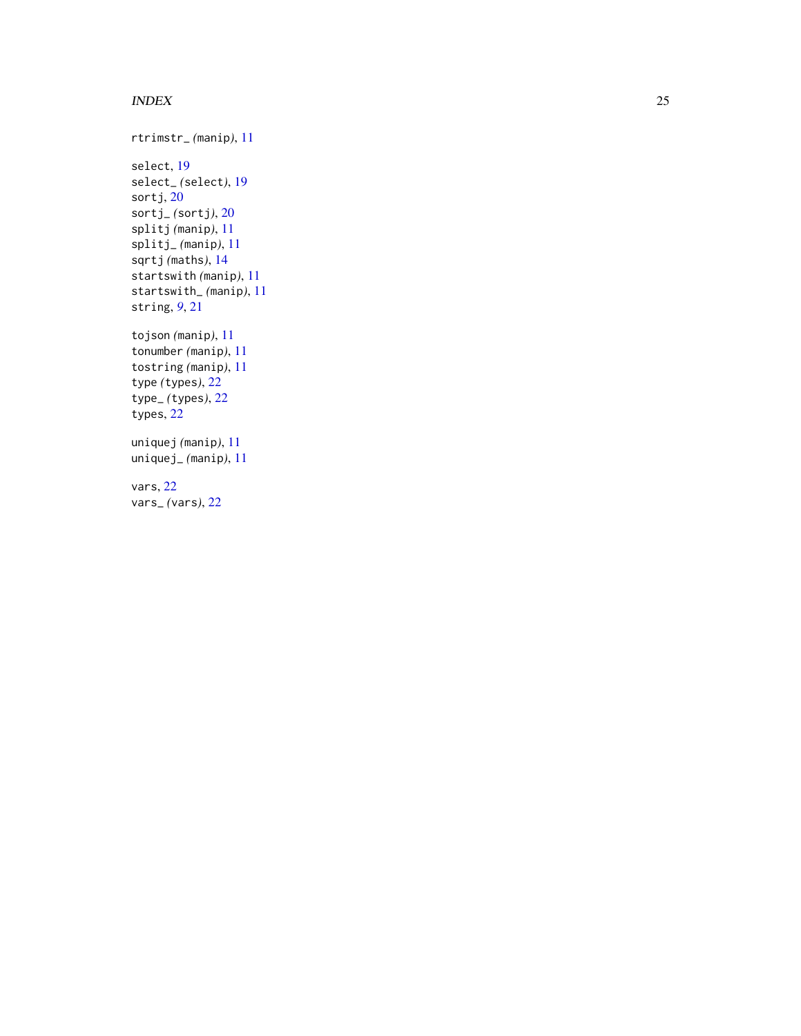rtrimstr_ (manip), 11

select, 19
select_ (select), 19
sortj, 20
sortj_ (sortj), 20
splitj (manip), 11
splitj_ (manip), 11
sqrtj (maths), 14
startswith (manip), 11
startswith_ (manip), 11
string, *9*, 21

tojson (manip), 11
tonumber (manip), 11
tostring (manip), 11
type (types), 22
type_ (types), 22
types, 22

uniquej (manip), 11
uniquej_ (manip), 11

vars, 22
vars_ (vars), 22